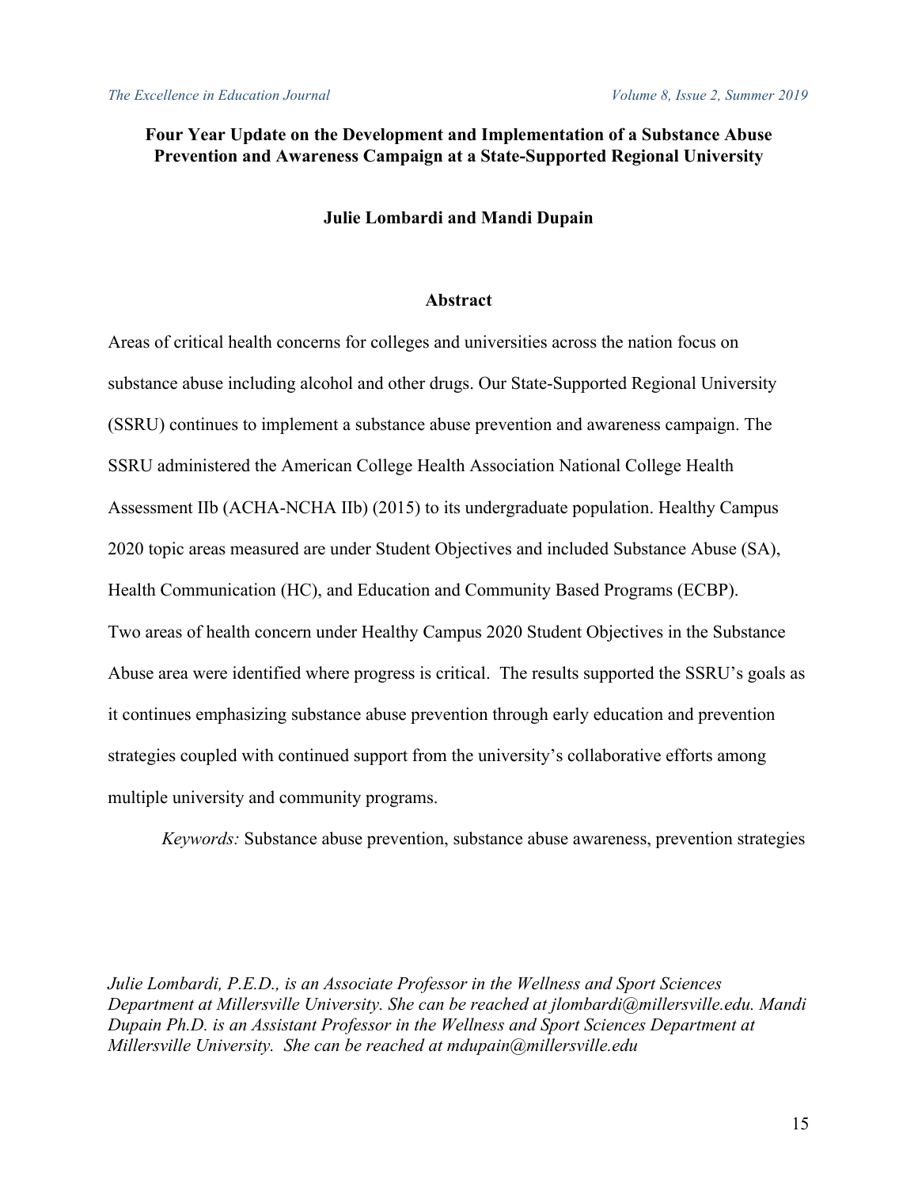# Four Year Update on the Development and Implementation of a Substance Abuse Prevention and Awareness Campaign at a State-Supported Regional University

**Julie Lombardi and Mandi Dupain**

## Abstract

Areas of critical health concerns for colleges and universities across the nation focus on substance abuse including alcohol and other drugs. Our State-Supported Regional University (SSRU) continues to implement a substance abuse prevention and awareness campaign. The SSRU administered the American College Health Association National College Health Assessment IIb (ACHA-NCHA IIb) (2015) to its undergraduate population. Healthy Campus 2020 topic areas measured are under Student Objectives and included Substance Abuse (SA), Health Communication (HC), and Education and Community Based Programs (ECBP). Two areas of health concern under Healthy Campus 2020 Student Objectives in the Substance Abuse area were identified where progress is critical. The results supported the SSRU's goals as it continues emphasizing substance abuse prevention through early education and prevention strategies coupled with continued support from the university's collaborative efforts among multiple university and community programs.

*Keywords:* Substance abuse prevention, substance abuse awareness, prevention strategies

*Julie Lombardi, P.E.D., is an Associate Professor in the Wellness and Sport Sciences Department at Millersville University. She can be reached at jlombardi@millersville.edu. Mandi Dupain Ph.D. is an Assistant Professor in the Wellness and Sport Sciences Department at Millersville University. She can be reached at mdupain@millersville.edu*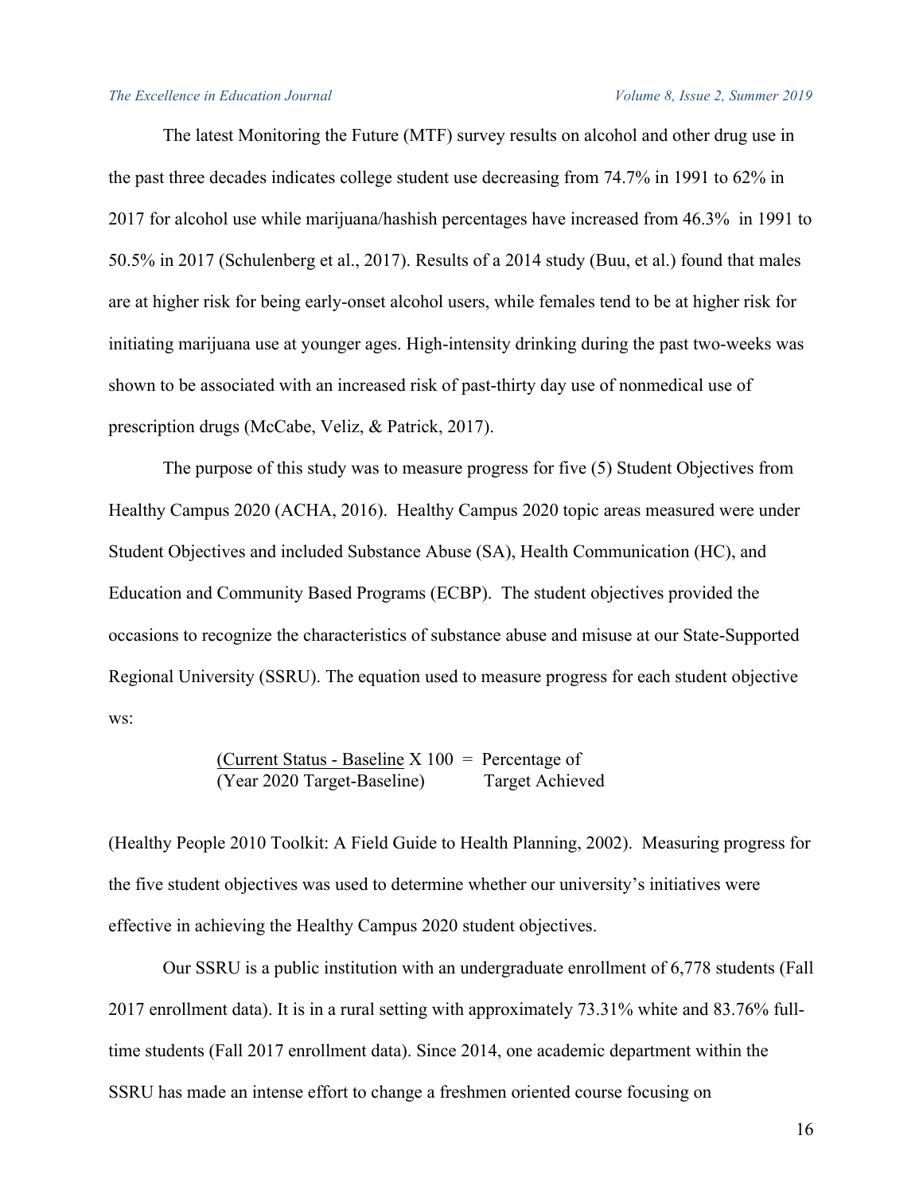The latest Monitoring the Future (MTF) survey results on alcohol and other drug use in the past three decades indicates college student use decreasing from 74.7% in 1991 to 62% in 2017 for alcohol use while marijuana/hashish percentages have increased from 46.3% in 1991 to 50.5% in 2017 (Schulenberg et al., 2017). Results of a 2014 study (Buu, et al.) found that males are at higher risk for being early-onset alcohol users, while females tend to be at higher risk for initiating marijuana use at younger ages. High-intensity drinking during the past two-weeks was shown to be associated with an increased risk of past-thirty day use of nonmedical use of prescription drugs (McCabe, Veliz, & Patrick, 2017).

The purpose of this study was to measure progress for five (5) Student Objectives from Healthy Campus 2020 (ACHA, 2016). Healthy Campus 2020 topic areas measured were under Student Objectives and included Substance Abuse (SA), Health Communication (HC), and Education and Community Based Programs (ECBP). The student objectives provided the occasions to recognize the characteristics of substance abuse and misuse at our State-Supported Regional University (SSRU). The equation used to measure progress for each student objective ws:

$$\frac{\text{(Current Status - Baseline}}{\text{(Year 2020 Target-Baseline)}} \text{ X } 100 = \text{Percentage of Target Achieved}$$

(Healthy People 2010 Toolkit: A Field Guide to Health Planning, 2002). Measuring progress for the five student objectives was used to determine whether our university's initiatives were effective in achieving the Healthy Campus 2020 student objectives.

Our SSRU is a public institution with an undergraduate enrollment of 6,778 students (Fall 2017 enrollment data). It is in a rural setting with approximately 73.31% white and 83.76% full-time students (Fall 2017 enrollment data). Since 2014, one academic department within the SSRU has made an intense effort to change a freshmen oriented course focusing on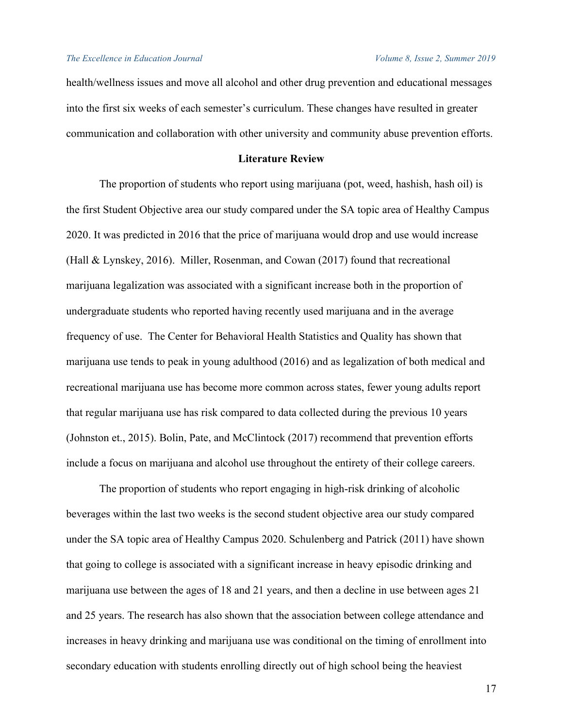health/wellness issues and move all alcohol and other drug prevention and educational messages into the first six weeks of each semester's curriculum. These changes have resulted in greater communication and collaboration with other university and community abuse prevention efforts.

## Literature Review

The proportion of students who report using marijuana (pot, weed, hashish, hash oil) is the first Student Objective area our study compared under the SA topic area of Healthy Campus 2020. It was predicted in 2016 that the price of marijuana would drop and use would increase (Hall & Lynskey, 2016). Miller, Rosenman, and Cowan (2017) found that recreational marijuana legalization was associated with a significant increase both in the proportion of undergraduate students who reported having recently used marijuana and in the average frequency of use. The Center for Behavioral Health Statistics and Quality has shown that marijuana use tends to peak in young adulthood (2016) and as legalization of both medical and recreational marijuana use has become more common across states, fewer young adults report that regular marijuana use has risk compared to data collected during the previous 10 years (Johnston et., 2015). Bolin, Pate, and McClintock (2017) recommend that prevention efforts include a focus on marijuana and alcohol use throughout the entirety of their college careers.

The proportion of students who report engaging in high-risk drinking of alcoholic beverages within the last two weeks is the second student objective area our study compared under the SA topic area of Healthy Campus 2020. Schulenberg and Patrick (2011) have shown that going to college is associated with a significant increase in heavy episodic drinking and marijuana use between the ages of 18 and 21 years, and then a decline in use between ages 21 and 25 years. The research has also shown that the association between college attendance and increases in heavy drinking and marijuana use was conditional on the timing of enrollment into secondary education with students enrolling directly out of high school being the heaviest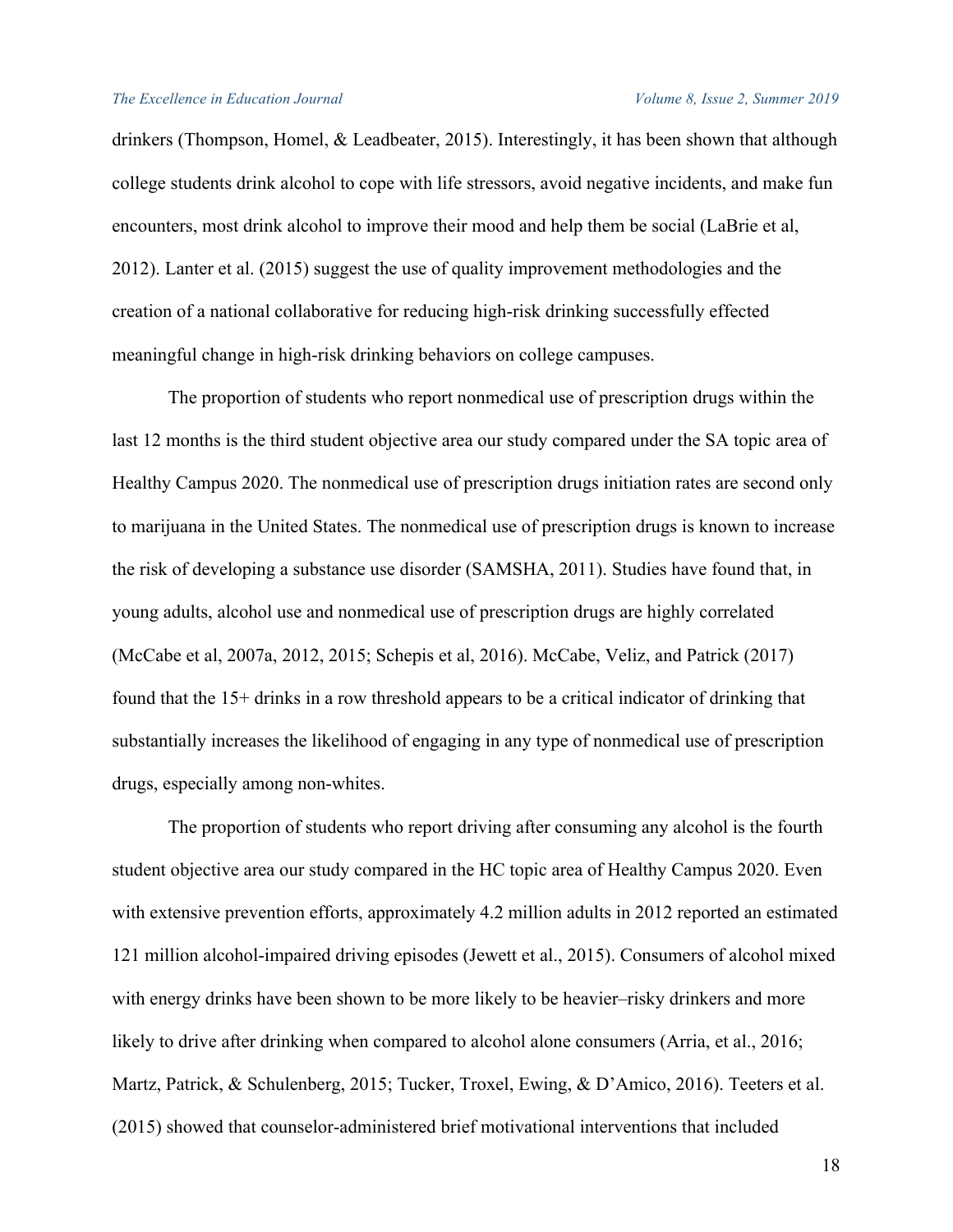drinkers (Thompson, Homel, & Leadbeater, 2015). Interestingly, it has been shown that although college students drink alcohol to cope with life stressors, avoid negative incidents, and make fun encounters, most drink alcohol to improve their mood and help them be social (LaBrie et al, 2012). Lanter et al. (2015) suggest the use of quality improvement methodologies and the creation of a national collaborative for reducing high-risk drinking successfully effected meaningful change in high-risk drinking behaviors on college campuses.

The proportion of students who report nonmedical use of prescription drugs within the last 12 months is the third student objective area our study compared under the SA topic area of Healthy Campus 2020. The nonmedical use of prescription drugs initiation rates are second only to marijuana in the United States. The nonmedical use of prescription drugs is known to increase the risk of developing a substance use disorder (SAMSHA, 2011). Studies have found that, in young adults, alcohol use and nonmedical use of prescription drugs are highly correlated (McCabe et al, 2007a, 2012, 2015; Schepis et al, 2016). McCabe, Veliz, and Patrick (2017) found that the 15+ drinks in a row threshold appears to be a critical indicator of drinking that substantially increases the likelihood of engaging in any type of nonmedical use of prescription drugs, especially among non-whites.

The proportion of students who report driving after consuming any alcohol is the fourth student objective area our study compared in the HC topic area of Healthy Campus 2020. Even with extensive prevention efforts, approximately 4.2 million adults in 2012 reported an estimated 121 million alcohol-impaired driving episodes (Jewett et al., 2015). Consumers of alcohol mixed with energy drinks have been shown to be more likely to be heavier–risky drinkers and more likely to drive after drinking when compared to alcohol alone consumers (Arria, et al., 2016; Martz, Patrick, & Schulenberg, 2015; Tucker, Troxel, Ewing, & D'Amico, 2016). Teeters et al. (2015) showed that counselor-administered brief motivational interventions that included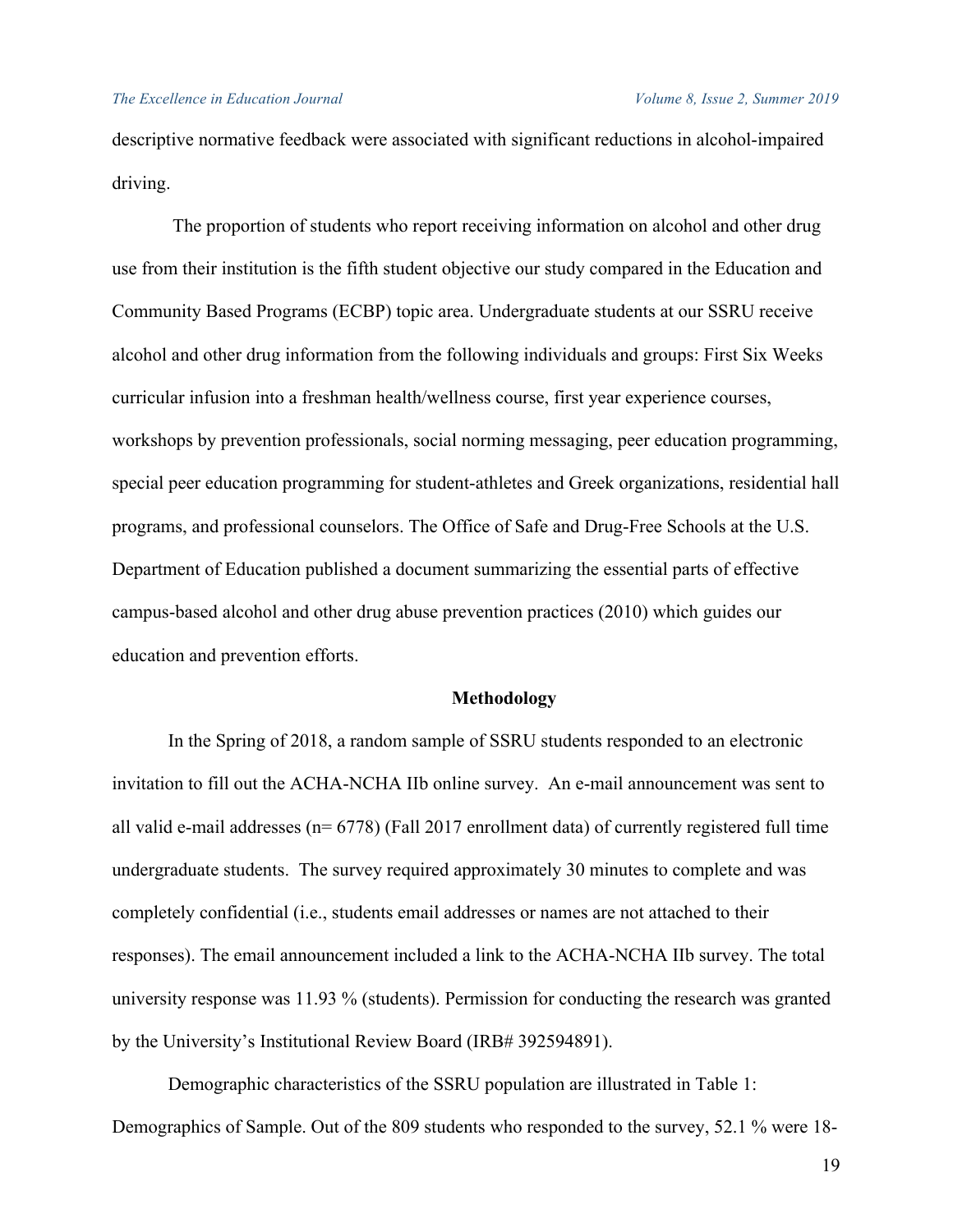descriptive normative feedback were associated with significant reductions in alcohol-impaired driving.

The proportion of students who report receiving information on alcohol and other drug use from their institution is the fifth student objective our study compared in the Education and Community Based Programs (ECBP) topic area. Undergraduate students at our SSRU receive alcohol and other drug information from the following individuals and groups: First Six Weeks curricular infusion into a freshman health/wellness course, first year experience courses, workshops by prevention professionals, social norming messaging, peer education programming, special peer education programming for student-athletes and Greek organizations, residential hall programs, and professional counselors. The Office of Safe and Drug-Free Schools at the U.S. Department of Education published a document summarizing the essential parts of effective campus-based alcohol and other drug abuse prevention practices (2010) which guides our education and prevention efforts.

## Methodology

In the Spring of 2018, a random sample of SSRU students responded to an electronic invitation to fill out the ACHA-NCHA IIb online survey. An e-mail announcement was sent to all valid e-mail addresses (n= 6778) (Fall 2017 enrollment data) of currently registered full time undergraduate students. The survey required approximately 30 minutes to complete and was completely confidential (i.e., students email addresses or names are not attached to their responses). The email announcement included a link to the ACHA-NCHA IIb survey. The total university response was 11.93 % (students). Permission for conducting the research was granted by the University's Institutional Review Board (IRB# 392594891).

Demographic characteristics of the SSRU population are illustrated in Table 1: Demographics of Sample. Out of the 809 students who responded to the survey, 52.1 % were 18-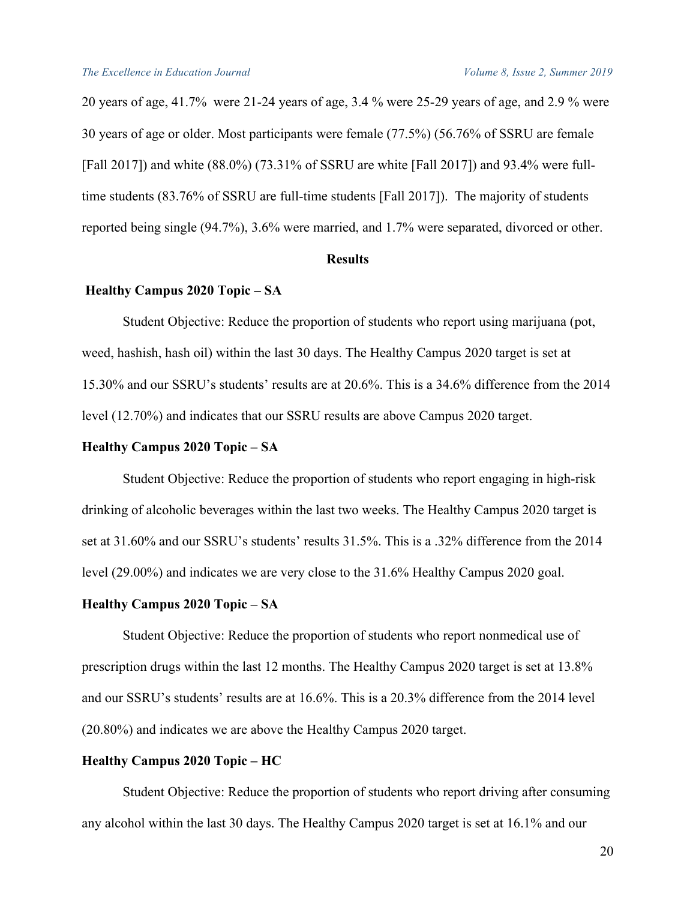20 years of age, 41.7% were 21-24 years of age, 3.4 % were 25-29 years of age, and 2.9 % were 30 years of age or older. Most participants were female (77.5%) (56.76% of SSRU are female [Fall 2017]) and white (88.0%) (73.31% of SSRU are white [Fall 2017]) and 93.4% were full-time students (83.76% of SSRU are full-time students [Fall 2017]). The majority of students reported being single (94.7%), 3.6% were married, and 1.7% were separated, divorced or other.

## Results

### Healthy Campus 2020 Topic – SA

Student Objective: Reduce the proportion of students who report using marijuana (pot, weed, hashish, hash oil) within the last 30 days. The Healthy Campus 2020 target is set at 15.30% and our SSRU's students' results are at 20.6%. This is a 34.6% difference from the 2014 level (12.70%) and indicates that our SSRU results are above Campus 2020 target.

### Healthy Campus 2020 Topic – SA

Student Objective: Reduce the proportion of students who report engaging in high-risk drinking of alcoholic beverages within the last two weeks. The Healthy Campus 2020 target is set at 31.60% and our SSRU's students' results 31.5%. This is a .32% difference from the 2014 level (29.00%) and indicates we are very close to the 31.6% Healthy Campus 2020 goal.

### Healthy Campus 2020 Topic – SA

Student Objective: Reduce the proportion of students who report nonmedical use of prescription drugs within the last 12 months. The Healthy Campus 2020 target is set at 13.8% and our SSRU's students' results are at 16.6%. This is a 20.3% difference from the 2014 level (20.80%) and indicates we are above the Healthy Campus 2020 target.

### Healthy Campus 2020 Topic – HC

Student Objective: Reduce the proportion of students who report driving after consuming any alcohol within the last 30 days. The Healthy Campus 2020 target is set at 16.1% and our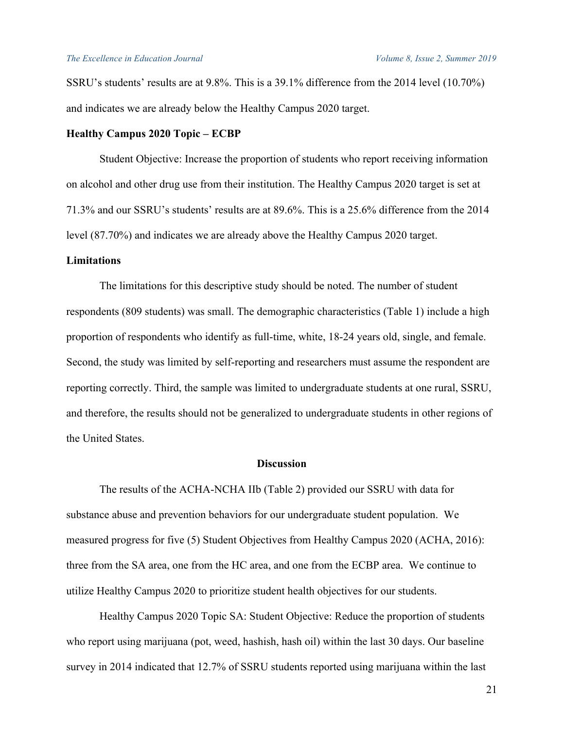SSRU's students' results are at 9.8%. This is a 39.1% difference from the 2014 level (10.70%) and indicates we are already below the Healthy Campus 2020 target.

**Healthy Campus 2020 Topic – ECBP**

Student Objective: Increase the proportion of students who report receiving information on alcohol and other drug use from their institution. The Healthy Campus 2020 target is set at 71.3% and our SSRU's students' results are at 89.6%. This is a 25.6% difference from the 2014 level (87.70%) and indicates we are already above the Healthy Campus 2020 target.

**Limitations**

The limitations for this descriptive study should be noted. The number of student respondents (809 students) was small. The demographic characteristics (Table 1) include a high proportion of respondents who identify as full-time, white, 18-24 years old, single, and female. Second, the study was limited by self-reporting and researchers must assume the respondent are reporting correctly. Third, the sample was limited to undergraduate students at one rural, SSRU, and therefore, the results should not be generalized to undergraduate students in other regions of the United States.

## Discussion

The results of the ACHA-NCHA IIb (Table 2) provided our SSRU with data for substance abuse and prevention behaviors for our undergraduate student population. We measured progress for five (5) Student Objectives from Healthy Campus 2020 (ACHA, 2016): three from the SA area, one from the HC area, and one from the ECBP area. We continue to utilize Healthy Campus 2020 to prioritize student health objectives for our students.

Healthy Campus 2020 Topic SA: Student Objective: Reduce the proportion of students who report using marijuana (pot, weed, hashish, hash oil) within the last 30 days. Our baseline survey in 2014 indicated that 12.7% of SSRU students reported using marijuana within the last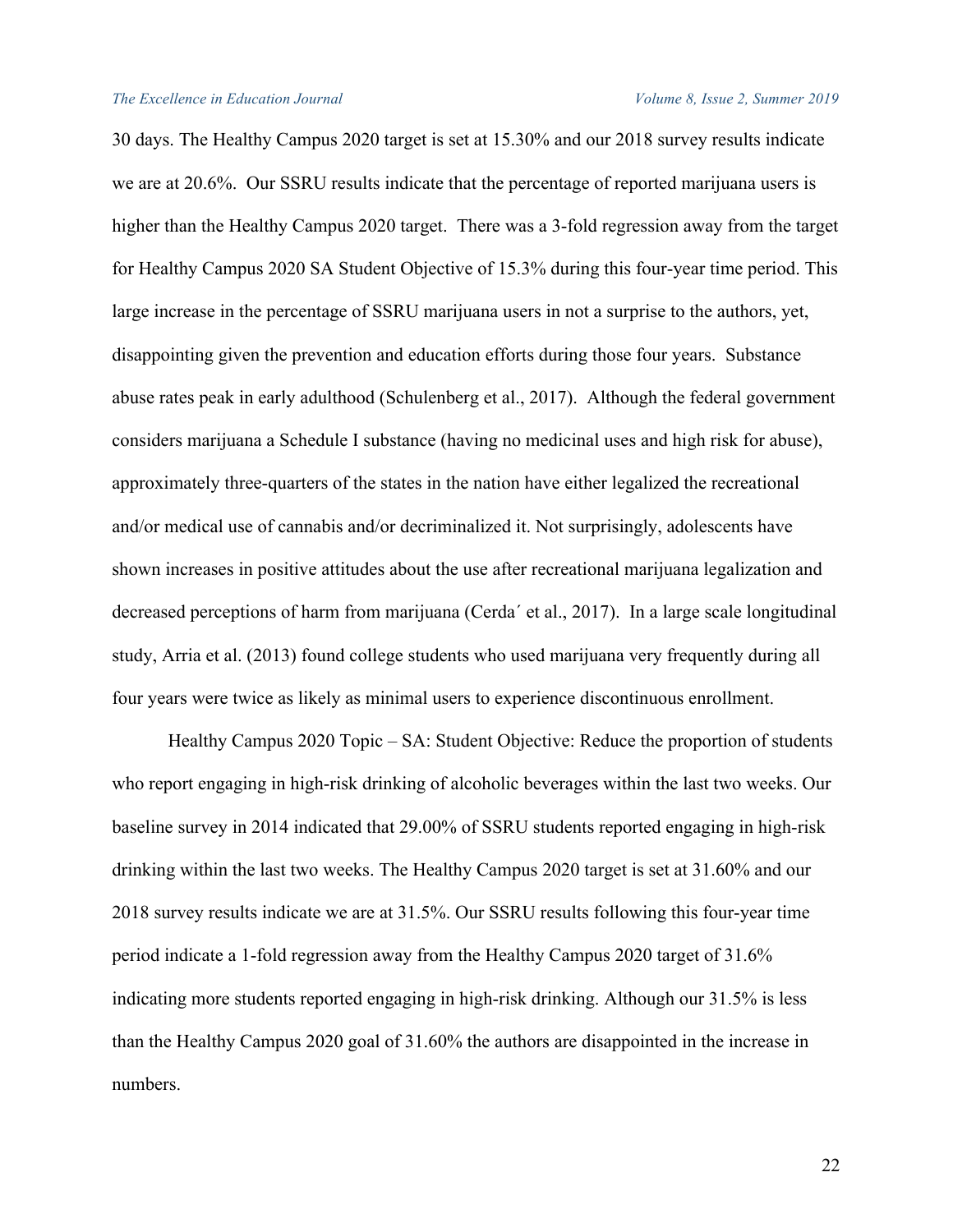30 days. The Healthy Campus 2020 target is set at 15.30% and our 2018 survey results indicate we are at 20.6%. Our SSRU results indicate that the percentage of reported marijuana users is higher than the Healthy Campus 2020 target. There was a 3-fold regression away from the target for Healthy Campus 2020 SA Student Objective of 15.3% during this four-year time period. This large increase in the percentage of SSRU marijuana users in not a surprise to the authors, yet, disappointing given the prevention and education efforts during those four years. Substance abuse rates peak in early adulthood (Schulenberg et al., 2017). Although the federal government considers marijuana a Schedule I substance (having no medicinal uses and high risk for abuse), approximately three-quarters of the states in the nation have either legalized the recreational and/or medical use of cannabis and/or decriminalized it. Not surprisingly, adolescents have shown increases in positive attitudes about the use after recreational marijuana legalization and decreased perceptions of harm from marijuana (Cerda´ et al., 2017). In a large scale longitudinal study, Arria et al. (2013) found college students who used marijuana very frequently during all four years were twice as likely as minimal users to experience discontinuous enrollment.

Healthy Campus 2020 Topic – SA: Student Objective: Reduce the proportion of students who report engaging in high-risk drinking of alcoholic beverages within the last two weeks. Our baseline survey in 2014 indicated that 29.00% of SSRU students reported engaging in high-risk drinking within the last two weeks. The Healthy Campus 2020 target is set at 31.60% and our 2018 survey results indicate we are at 31.5%. Our SSRU results following this four-year time period indicate a 1-fold regression away from the Healthy Campus 2020 target of 31.6% indicating more students reported engaging in high-risk drinking. Although our 31.5% is less than the Healthy Campus 2020 goal of 31.60% the authors are disappointed in the increase in numbers.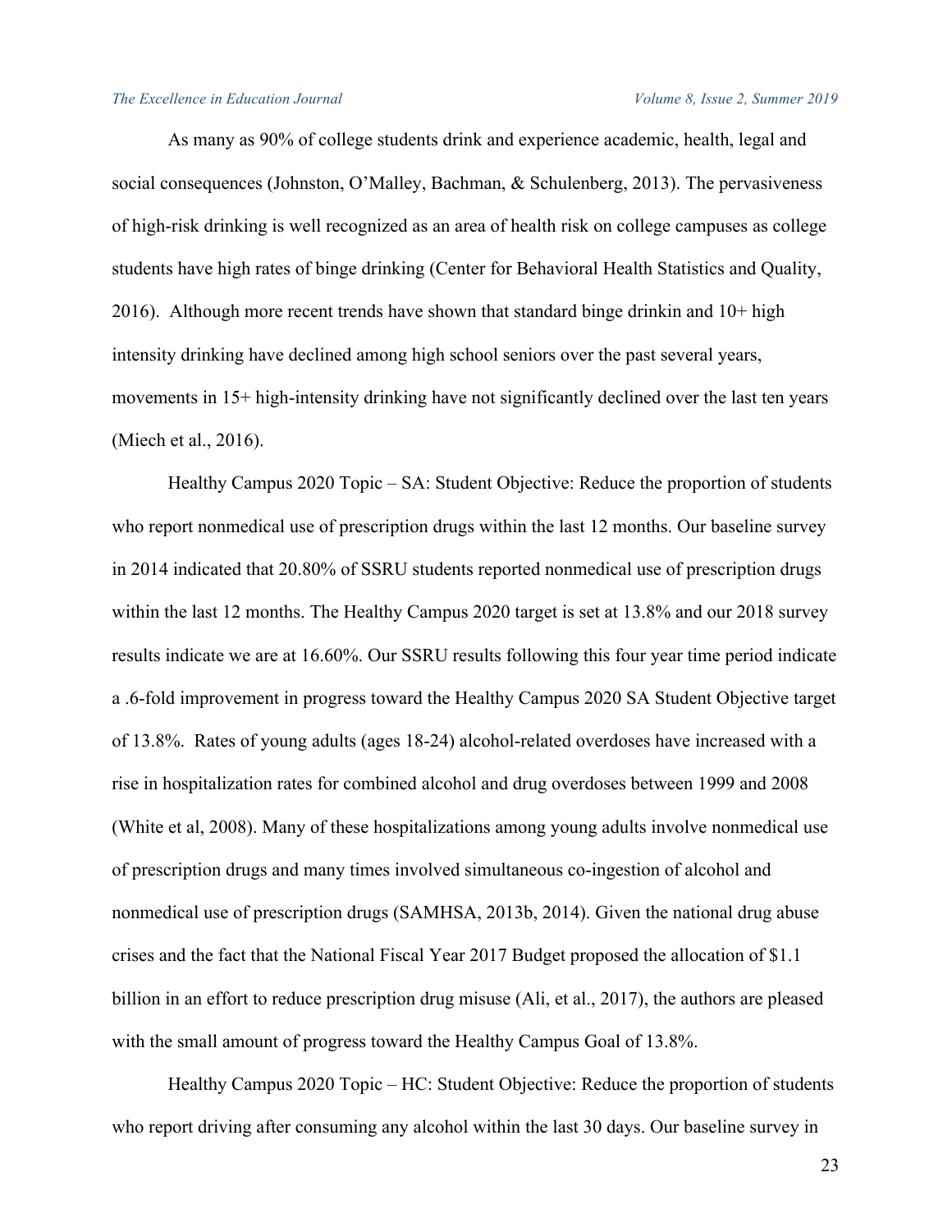As many as 90% of college students drink and experience academic, health, legal and social consequences (Johnston, O'Malley, Bachman, & Schulenberg, 2013). The pervasiveness of high-risk drinking is well recognized as an area of health risk on college campuses as college students have high rates of binge drinking (Center for Behavioral Health Statistics and Quality, 2016). Although more recent trends have shown that standard binge drinkin and 10+ high intensity drinking have declined among high school seniors over the past several years, movements in 15+ high-intensity drinking have not significantly declined over the last ten years (Miech et al., 2016).

Healthy Campus 2020 Topic – SA: Student Objective: Reduce the proportion of students who report nonmedical use of prescription drugs within the last 12 months. Our baseline survey in 2014 indicated that 20.80% of SSRU students reported nonmedical use of prescription drugs within the last 12 months. The Healthy Campus 2020 target is set at 13.8% and our 2018 survey results indicate we are at 16.60%. Our SSRU results following this four year time period indicate a .6-fold improvement in progress toward the Healthy Campus 2020 SA Student Objective target of 13.8%. Rates of young adults (ages 18-24) alcohol-related overdoses have increased with a rise in hospitalization rates for combined alcohol and drug overdoses between 1999 and 2008 (White et al, 2008). Many of these hospitalizations among young adults involve nonmedical use of prescription drugs and many times involved simultaneous co-ingestion of alcohol and nonmedical use of prescription drugs (SAMHSA, 2013b, 2014). Given the national drug abuse crises and the fact that the National Fiscal Year 2017 Budget proposed the allocation of $1.1 billion in an effort to reduce prescription drug misuse (Ali, et al., 2017), the authors are pleased with the small amount of progress toward the Healthy Campus Goal of 13.8%.

Healthy Campus 2020 Topic – HC: Student Objective: Reduce the proportion of students who report driving after consuming any alcohol within the last 30 days. Our baseline survey in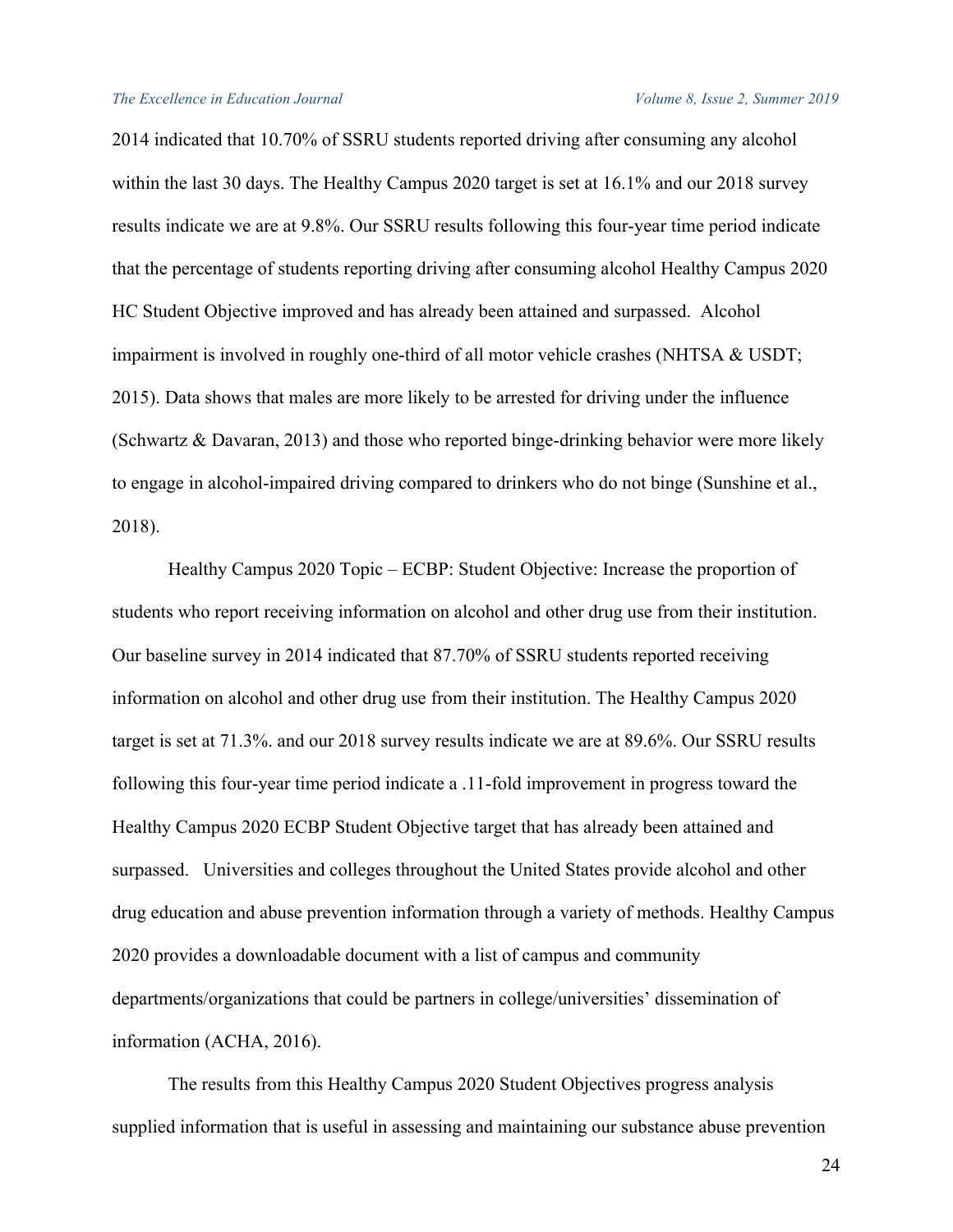2014 indicated that 10.70% of SSRU students reported driving after consuming any alcohol within the last 30 days. The Healthy Campus 2020 target is set at 16.1% and our 2018 survey results indicate we are at 9.8%. Our SSRU results following this four-year time period indicate that the percentage of students reporting driving after consuming alcohol Healthy Campus 2020 HC Student Objective improved and has already been attained and surpassed. Alcohol impairment is involved in roughly one-third of all motor vehicle crashes (NHTSA & USDT; 2015). Data shows that males are more likely to be arrested for driving under the influence (Schwartz & Davaran, 2013) and those who reported binge-drinking behavior were more likely to engage in alcohol-impaired driving compared to drinkers who do not binge (Sunshine et al., 2018).

Healthy Campus 2020 Topic – ECBP: Student Objective: Increase the proportion of students who report receiving information on alcohol and other drug use from their institution. Our baseline survey in 2014 indicated that 87.70% of SSRU students reported receiving information on alcohol and other drug use from their institution. The Healthy Campus 2020 target is set at 71.3%. and our 2018 survey results indicate we are at 89.6%. Our SSRU results following this four-year time period indicate a .11-fold improvement in progress toward the Healthy Campus 2020 ECBP Student Objective target that has already been attained and surpassed. Universities and colleges throughout the United States provide alcohol and other drug education and abuse prevention information through a variety of methods. Healthy Campus 2020 provides a downloadable document with a list of campus and community departments/organizations that could be partners in college/universities' dissemination of information (ACHA, 2016).

The results from this Healthy Campus 2020 Student Objectives progress analysis supplied information that is useful in assessing and maintaining our substance abuse prevention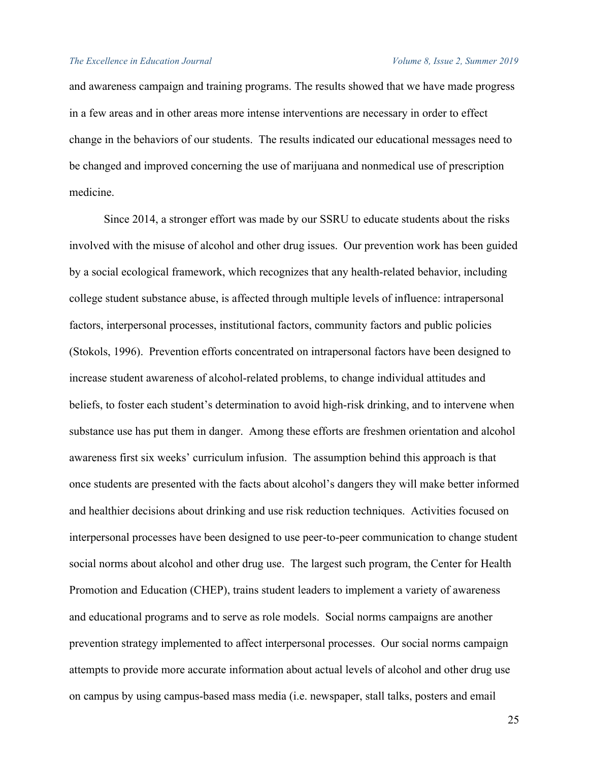and awareness campaign and training programs. The results showed that we have made progress in a few areas and in other areas more intense interventions are necessary in order to effect change in the behaviors of our students. The results indicated our educational messages need to be changed and improved concerning the use of marijuana and nonmedical use of prescription medicine.

Since 2014, a stronger effort was made by our SSRU to educate students about the risks involved with the misuse of alcohol and other drug issues. Our prevention work has been guided by a social ecological framework, which recognizes that any health-related behavior, including college student substance abuse, is affected through multiple levels of influence: intrapersonal factors, interpersonal processes, institutional factors, community factors and public policies (Stokols, 1996). Prevention efforts concentrated on intrapersonal factors have been designed to increase student awareness of alcohol-related problems, to change individual attitudes and beliefs, to foster each student's determination to avoid high-risk drinking, and to intervene when substance use has put them in danger. Among these efforts are freshmen orientation and alcohol awareness first six weeks' curriculum infusion. The assumption behind this approach is that once students are presented with the facts about alcohol's dangers they will make better informed and healthier decisions about drinking and use risk reduction techniques. Activities focused on interpersonal processes have been designed to use peer-to-peer communication to change student social norms about alcohol and other drug use. The largest such program, the Center for Health Promotion and Education (CHEP), trains student leaders to implement a variety of awareness and educational programs and to serve as role models. Social norms campaigns are another prevention strategy implemented to affect interpersonal processes. Our social norms campaign attempts to provide more accurate information about actual levels of alcohol and other drug use on campus by using campus-based mass media (i.e. newspaper, stall talks, posters and email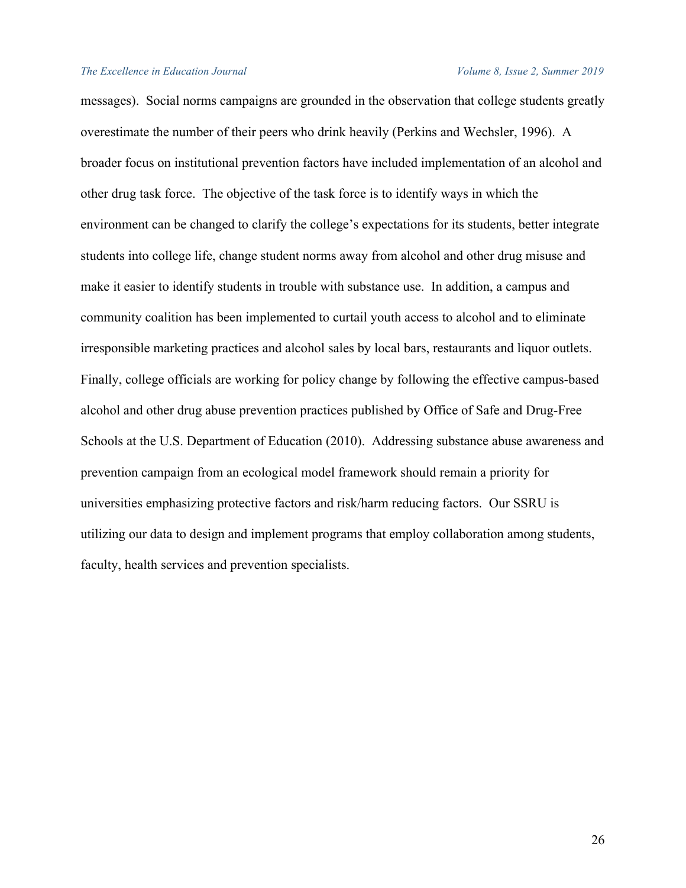messages). Social norms campaigns are grounded in the observation that college students greatly overestimate the number of their peers who drink heavily (Perkins and Wechsler, 1996). A broader focus on institutional prevention factors have included implementation of an alcohol and other drug task force. The objective of the task force is to identify ways in which the environment can be changed to clarify the college's expectations for its students, better integrate students into college life, change student norms away from alcohol and other drug misuse and make it easier to identify students in trouble with substance use. In addition, a campus and community coalition has been implemented to curtail youth access to alcohol and to eliminate irresponsible marketing practices and alcohol sales by local bars, restaurants and liquor outlets. Finally, college officials are working for policy change by following the effective campus-based alcohol and other drug abuse prevention practices published by Office of Safe and Drug-Free Schools at the U.S. Department of Education (2010). Addressing substance abuse awareness and prevention campaign from an ecological model framework should remain a priority for universities emphasizing protective factors and risk/harm reducing factors. Our SSRU is utilizing our data to design and implement programs that employ collaboration among students, faculty, health services and prevention specialists.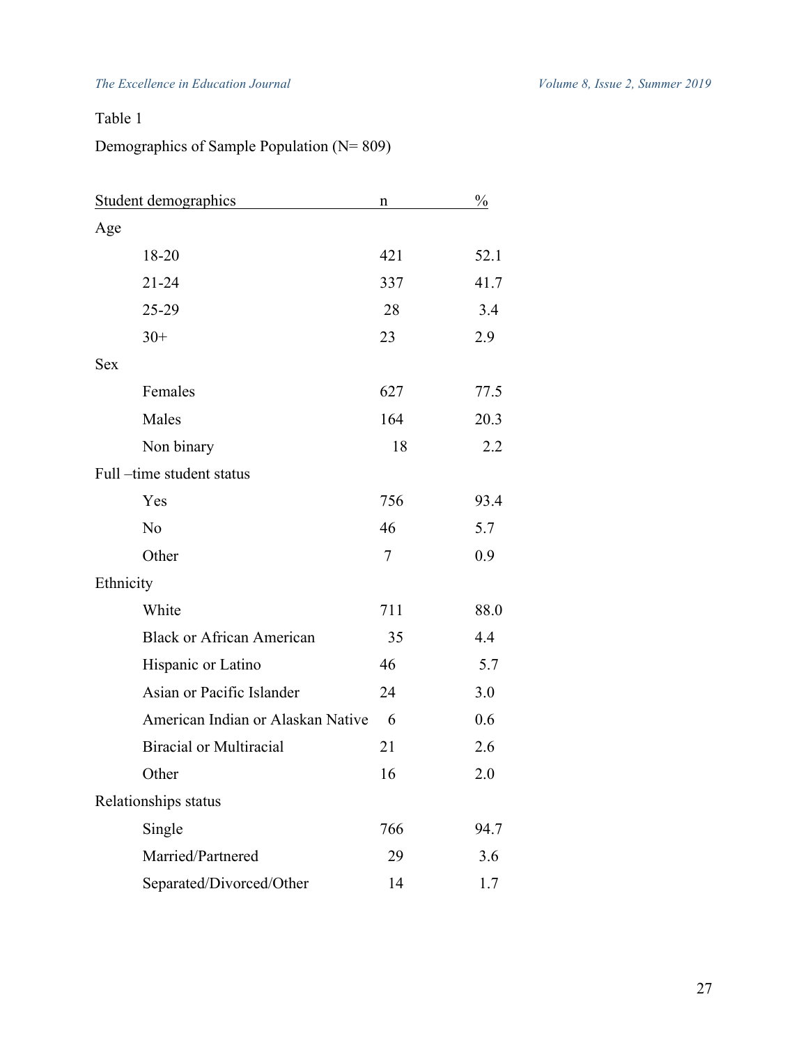Table 1

Demographics of Sample Population (N= 809)

| Student demographics | n | % |
|---|---|---|
| Age | | |
| 18-20 | 421 | 52.1 |
| 21-24 | 337 | 41.7 |
| 25-29 | 28 | 3.4 |
| 30+ | 23 | 2.9 |
| Sex | | |
| Females | 627 | 77.5 |
| Males | 164 | 20.3 |
| Non binary | 18 | 2.2 |
| Full –time student status | | |
| Yes | 756 | 93.4 |
| No | 46 | 5.7 |
| Other | 7 | 0.9 |
| Ethnicity | | |
| White | 711 | 88.0 |
| Black or African American | 35 | 4.4 |
| Hispanic or Latino | 46 | 5.7 |
| Asian or Pacific Islander | 24 | 3.0 |
| American Indian or Alaskan Native | 6 | 0.6 |
| Biracial or Multiracial | 21 | 2.6 |
| Other | 16 | 2.0 |
| Relationships status | | |
| Single | 766 | 94.7 |
| Married/Partnered | 29 | 3.6 |
| Separated/Divorced/Other | 14 | 1.7 |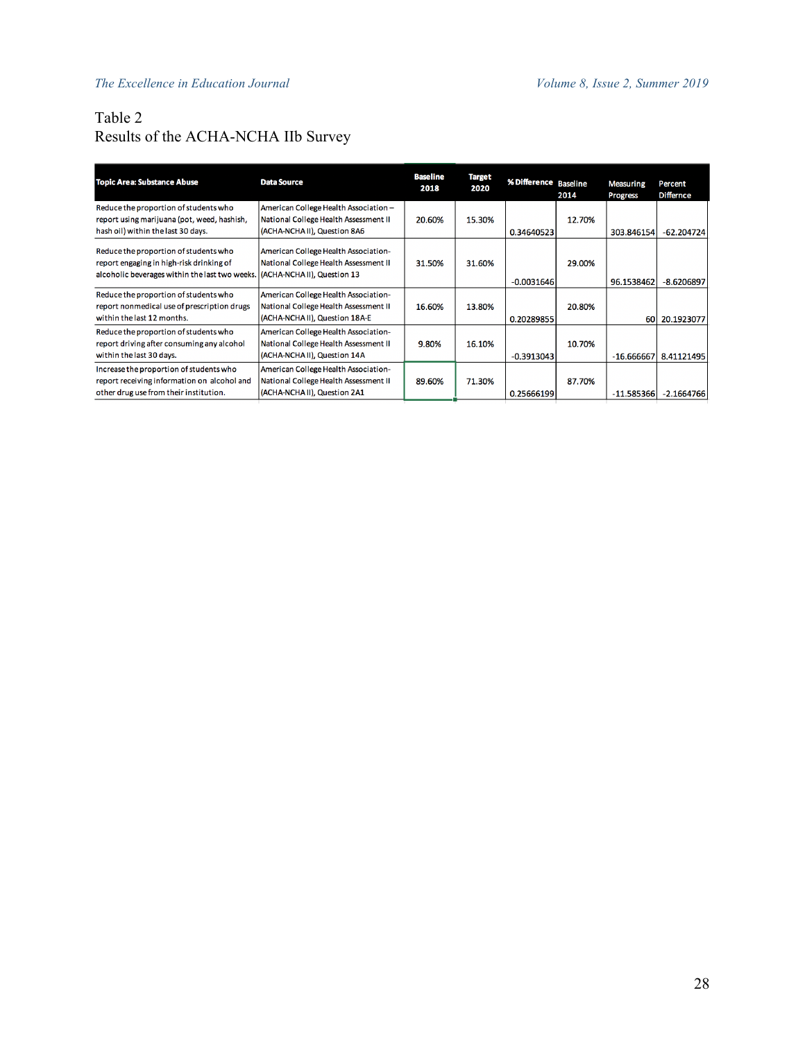Table 2
Results of the ACHA-NCHA IIb Survey

| Topic Area: Substance Abuse | Data Source | Baseline 2018 | Target 2020 | % Difference | Baseline 2014 | Measuring Progress | Percent Differnce |
|---|---|---|---|---|---|---|---|
| Reduce the proportion of students who report using marijuana (pot, weed, hashish, hash oil) within the last 30 days. | American College Health Association – National College Health Assessment II (ACHA-NCHA II), Question 8A6 | 20.60% | 15.30% | 0.34640523 | 12.70% | 303.846154 | -62.204724 |
| Reduce the proportion of students who report engaging in high-risk drinking of alcoholic beverages within the last two weeks. | American College Health Association-National College Health Assessment II (ACHA-NCHA II), Question 13 | 31.50% | 31.60% | -0.0031646 | 29.00% | 96.1538462 | -8.6206897 |
| Reduce the proportion of students who report nonmedical use of prescription drugs within the last 12 months. | American College Health Association-National College Health Assessment II (ACHA-NCHA II), Question 18A-E | 16.60% | 13.80% | 0.20289855 | 20.80% | 60 | 20.1923077 |
| Reduce the proportion of students who report driving after consuming any alcohol within the last 30 days. | American College Health Association-National College Health Assessment II (ACHA-NCHA II), Question 14A | 9.80% | 16.10% | -0.3913043 | 10.70% | -16.666667 | 8.41121495 |
| Increase the proportion of students who report receiving information on alcohol and other drug use from their institution. | American College Health Association-National College Health Assessment II (ACHA-NCHA II), Question 2A1 | 89.60% | 71.30% | 0.25666199 | 87.70% | -11.585366 | -2.1664766 |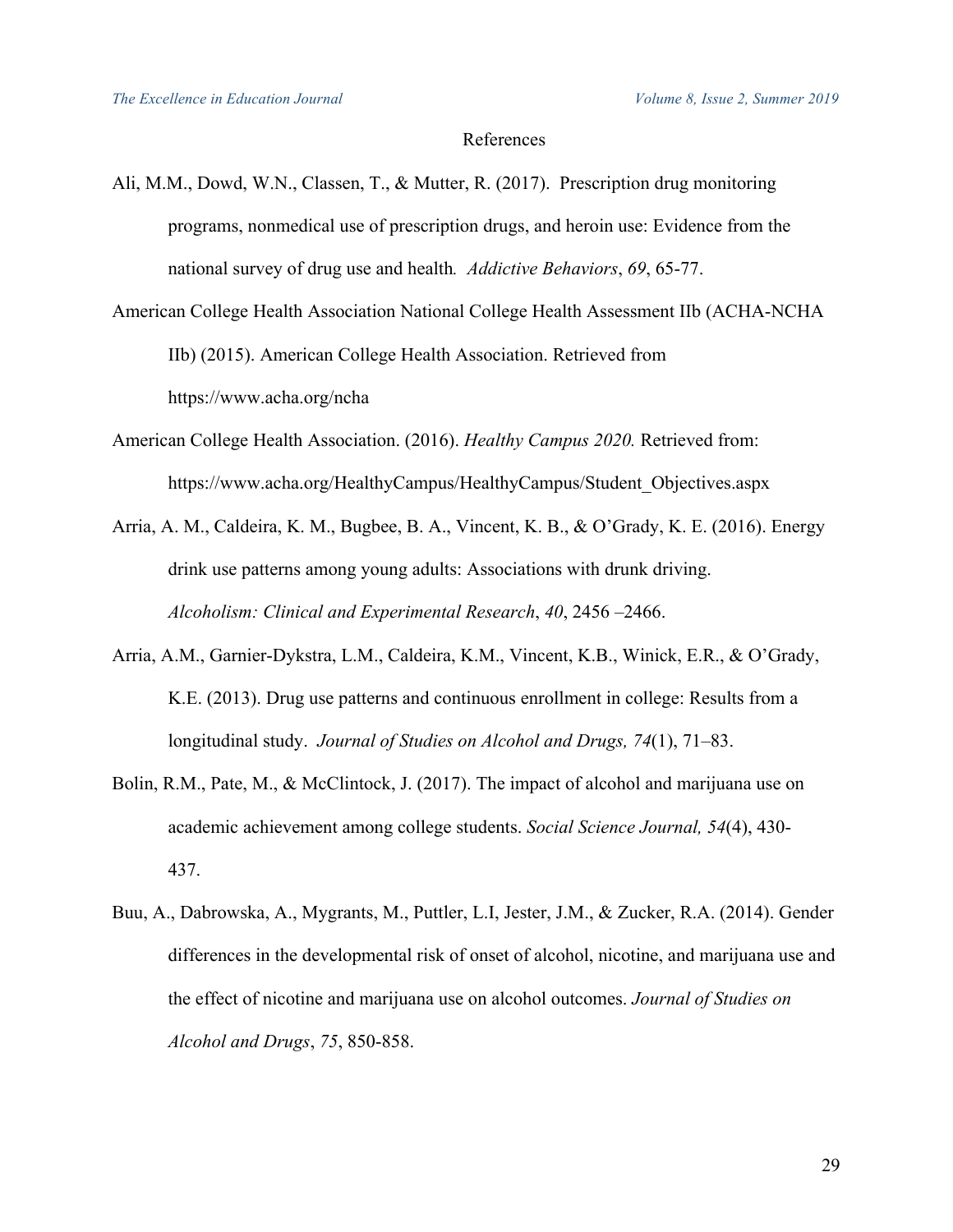## References

Ali, M.M., Dowd, W.N., Classen, T., & Mutter, R. (2017). Prescription drug monitoring programs, nonmedical use of prescription drugs, and heroin use: Evidence from the national survey of drug use and health. *Addictive Behaviors*, *69*, 65-77.

American College Health Association National College Health Assessment IIb (ACHA-NCHA IIb) (2015). American College Health Association. Retrieved from https://www.acha.org/ncha

American College Health Association. (2016). *Healthy Campus 2020.* Retrieved from: https://www.acha.org/HealthyCampus/HealthyCampus/Student_Objectives.aspx

Arria, A. M., Caldeira, K. M., Bugbee, B. A., Vincent, K. B., & O'Grady, K. E. (2016). Energy drink use patterns among young adults: Associations with drunk driving. *Alcoholism: Clinical and Experimental Research*, *40*, 2456 –2466.

Arria, A.M., Garnier-Dykstra, L.M., Caldeira, K.M., Vincent, K.B., Winick, E.R., & O'Grady, K.E. (2013). Drug use patterns and continuous enrollment in college: Results from a longitudinal study. *Journal of Studies on Alcohol and Drugs, 74*(1), 71–83.

Bolin, R.M., Pate, M., & McClintock, J. (2017). The impact of alcohol and marijuana use on academic achievement among college students. *Social Science Journal, 54*(4), 430-437.

Buu, A., Dabrowska, A., Mygrants, M., Puttler, L.I, Jester, J.M., & Zucker, R.A. (2014). Gender differences in the developmental risk of onset of alcohol, nicotine, and marijuana use and the effect of nicotine and marijuana use on alcohol outcomes. *Journal of Studies on Alcohol and Drugs*, *75*, 850-858.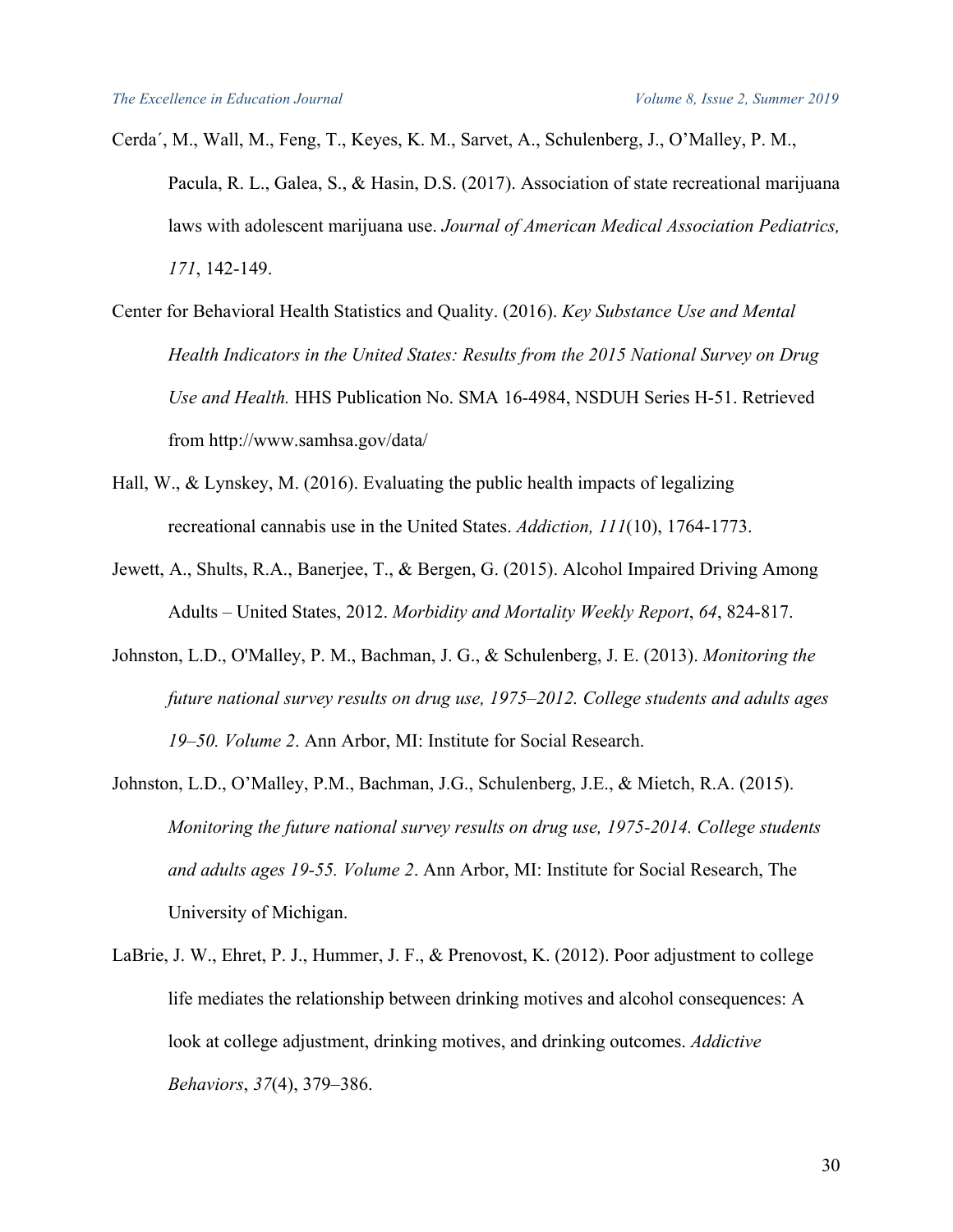Cerda´, M., Wall, M., Feng, T., Keyes, K. M., Sarvet, A., Schulenberg, J., O'Malley, P. M., Pacula, R. L., Galea, S., & Hasin, D.S. (2017). Association of state recreational marijuana laws with adolescent marijuana use. *Journal of American Medical Association Pediatrics, 171*, 142-149.

Center for Behavioral Health Statistics and Quality. (2016). *Key Substance Use and Mental Health Indicators in the United States: Results from the 2015 National Survey on Drug Use and Health.* HHS Publication No. SMA 16-4984, NSDUH Series H-51. Retrieved from http://www.samhsa.gov/data/

Hall, W., & Lynskey, M. (2016). Evaluating the public health impacts of legalizing recreational cannabis use in the United States. *Addiction, 111*(10), 1764-1773.

Jewett, A., Shults, R.A., Banerjee, T., & Bergen, G. (2015). Alcohol Impaired Driving Among Adults – United States, 2012. *Morbidity and Mortality Weekly Report*, *64*, 824-817.

Johnston, L.D., O'Malley, P. M., Bachman, J. G., & Schulenberg, J. E. (2013). *Monitoring the future national survey results on drug use, 1975–2012. College students and adults ages 19–50. Volume 2*. Ann Arbor, MI: Institute for Social Research.

Johnston, L.D., O'Malley, P.M., Bachman, J.G., Schulenberg, J.E., & Mietch, R.A. (2015). *Monitoring the future national survey results on drug use, 1975-2014. College students and adults ages 19-55. Volume 2*. Ann Arbor, MI: Institute for Social Research, The University of Michigan.

LaBrie, J. W., Ehret, P. J., Hummer, J. F., & Prenovost, K. (2012). Poor adjustment to college life mediates the relationship between drinking motives and alcohol consequences: A look at college adjustment, drinking motives, and drinking outcomes. *Addictive Behaviors*, *37*(4), 379–386.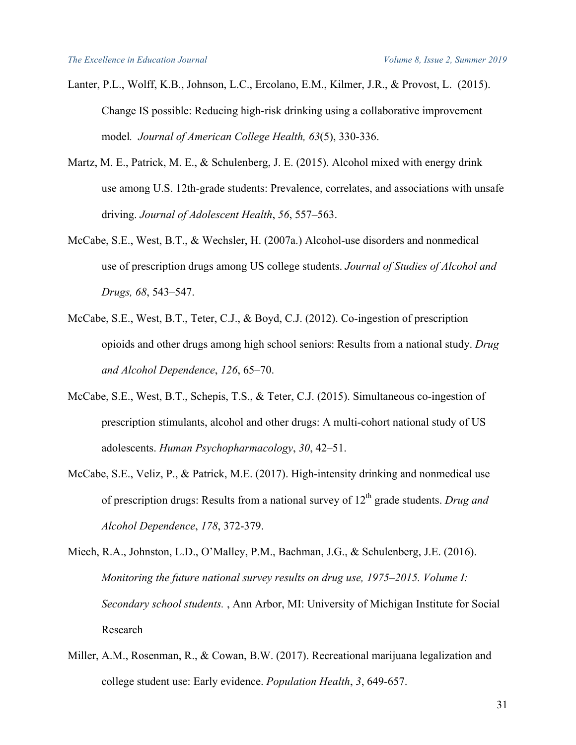Lanter, P.L., Wolff, K.B., Johnson, L.C., Ercolano, E.M., Kilmer, J.R., & Provost, L. (2015). Change IS possible: Reducing high-risk drinking using a collaborative improvement model. *Journal of American College Health, 63*(5), 330-336.

Martz, M. E., Patrick, M. E., & Schulenberg, J. E. (2015). Alcohol mixed with energy drink use among U.S. 12th-grade students: Prevalence, correlates, and associations with unsafe driving. *Journal of Adolescent Health*, *56*, 557–563.

McCabe, S.E., West, B.T., & Wechsler, H. (2007a.) Alcohol-use disorders and nonmedical use of prescription drugs among US college students. *Journal of Studies of Alcohol and Drugs, 68*, 543–547.

McCabe, S.E., West, B.T., Teter, C.J., & Boyd, C.J. (2012). Co-ingestion of prescription opioids and other drugs among high school seniors: Results from a national study. *Drug and Alcohol Dependence*, *126*, 65–70.

McCabe, S.E., West, B.T., Schepis, T.S., & Teter, C.J. (2015). Simultaneous co-ingestion of prescription stimulants, alcohol and other drugs: A multi-cohort national study of US adolescents. *Human Psychopharmacology*, *30*, 42–51.

McCabe, S.E., Veliz, P., & Patrick, M.E. (2017). High-intensity drinking and nonmedical use of prescription drugs: Results from a national survey of 12th grade students. *Drug and Alcohol Dependence*, *178*, 372-379.

Miech, R.A., Johnston, L.D., O'Malley, P.M., Bachman, J.G., & Schulenberg, J.E. (2016). *Monitoring the future national survey results on drug use, 1975–2015. Volume I: Secondary school students.* , Ann Arbor, MI: University of Michigan Institute for Social Research

Miller, A.M., Rosenman, R., & Cowan, B.W. (2017). Recreational marijuana legalization and college student use: Early evidence. *Population Health*, *3*, 649-657.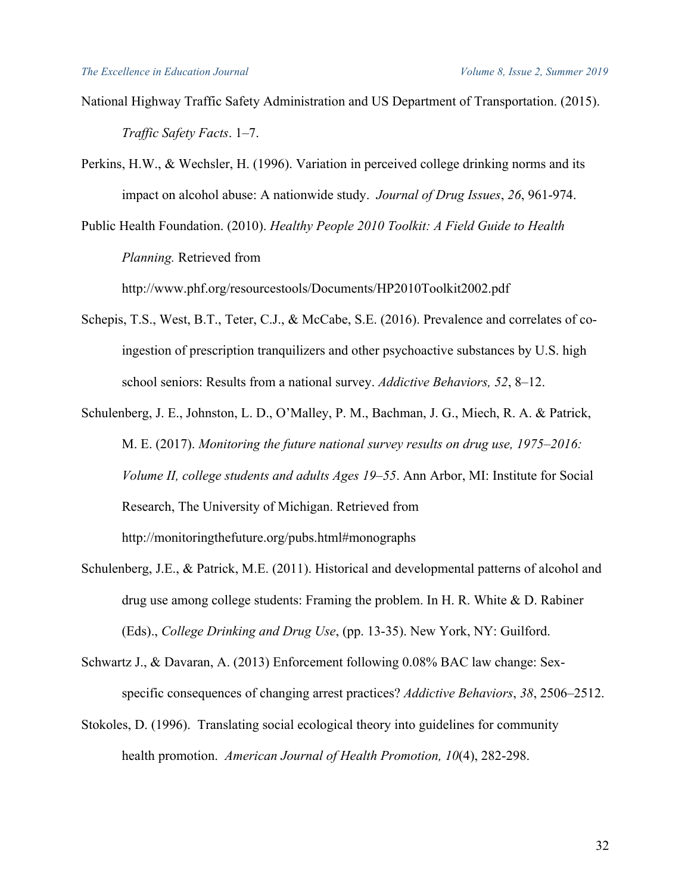National Highway Traffic Safety Administration and US Department of Transportation. (2015). *Traffic Safety Facts*. 1–7.

Perkins, H.W., & Wechsler, H. (1996). Variation in perceived college drinking norms and its impact on alcohol abuse: A nationwide study. *Journal of Drug Issues*, *26*, 961-974.

Public Health Foundation. (2010). *Healthy People 2010 Toolkit: A Field Guide to Health Planning.* Retrieved from http://www.phf.org/resourcestools/Documents/HP2010Toolkit2002.pdf

Schepis, T.S., West, B.T., Teter, C.J., & McCabe, S.E. (2016). Prevalence and correlates of co-ingestion of prescription tranquilizers and other psychoactive substances by U.S. high school seniors: Results from a national survey. *Addictive Behaviors, 52*, 8–12.

Schulenberg, J. E., Johnston, L. D., O'Malley, P. M., Bachman, J. G., Miech, R. A. & Patrick, M. E. (2017). *Monitoring the future national survey results on drug use, 1975–2016: Volume II, college students and adults Ages 19–55*. Ann Arbor, MI: Institute for Social Research, The University of Michigan. Retrieved from http://monitoringthefuture.org/pubs.html#monographs

Schulenberg, J.E., & Patrick, M.E. (2011). Historical and developmental patterns of alcohol and drug use among college students: Framing the problem. In H. R. White & D. Rabiner (Eds)., *College Drinking and Drug Use*, (pp. 13-35). New York, NY: Guilford.

Schwartz J., & Davaran, A. (2013) Enforcement following 0.08% BAC law change: Sex-specific consequences of changing arrest practices? *Addictive Behaviors*, *38*, 2506–2512.

Stokoles, D. (1996). Translating social ecological theory into guidelines for community health promotion. *American Journal of Health Promotion, 10*(4), 282-298.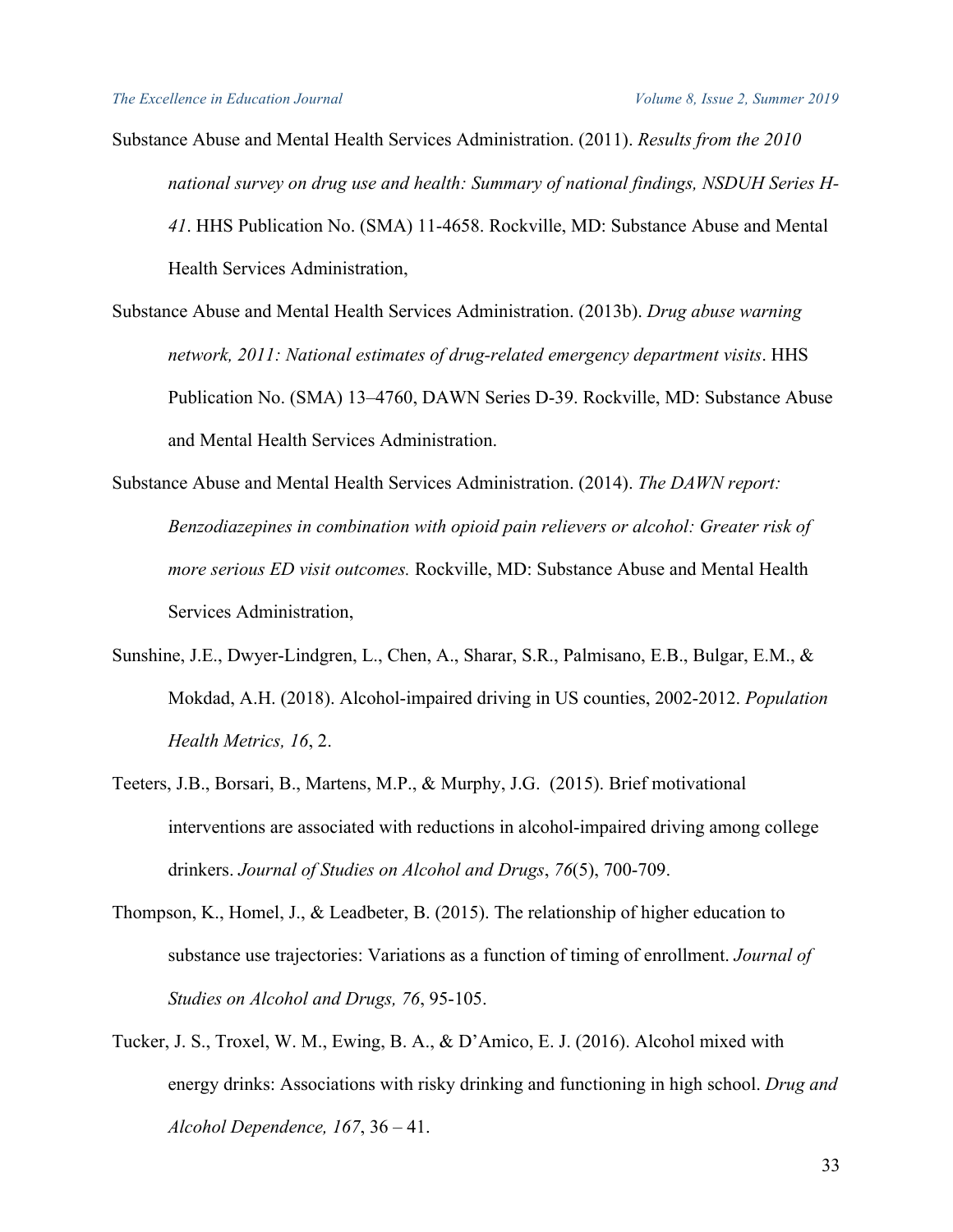Substance Abuse and Mental Health Services Administration. (2011). *Results from the 2010 national survey on drug use and health: Summary of national findings, NSDUH Series H-41*. HHS Publication No. (SMA) 11-4658. Rockville, MD: Substance Abuse and Mental Health Services Administration,

Substance Abuse and Mental Health Services Administration. (2013b). *Drug abuse warning network, 2011: National estimates of drug-related emergency department visits*. HHS Publication No. (SMA) 13–4760, DAWN Series D-39. Rockville, MD: Substance Abuse and Mental Health Services Administration.

Substance Abuse and Mental Health Services Administration. (2014). *The DAWN report: Benzodiazepines in combination with opioid pain relievers or alcohol: Greater risk of more serious ED visit outcomes.* Rockville, MD: Substance Abuse and Mental Health Services Administration,

Sunshine, J.E., Dwyer-Lindgren, L., Chen, A., Sharar, S.R., Palmisano, E.B., Bulgar, E.M., & Mokdad, A.H. (2018). Alcohol-impaired driving in US counties, 2002-2012. *Population Health Metrics, 16*, 2.

Teeters, J.B., Borsari, B., Martens, M.P., & Murphy, J.G. (2015). Brief motivational interventions are associated with reductions in alcohol-impaired driving among college drinkers. *Journal of Studies on Alcohol and Drugs*, *76*(5), 700-709.

Thompson, K., Homel, J., & Leadbeter, B. (2015). The relationship of higher education to substance use trajectories: Variations as a function of timing of enrollment. *Journal of Studies on Alcohol and Drugs, 76*, 95-105.

Tucker, J. S., Troxel, W. M., Ewing, B. A., & D'Amico, E. J. (2016). Alcohol mixed with energy drinks: Associations with risky drinking and functioning in high school. *Drug and Alcohol Dependence, 167*, 36 – 41.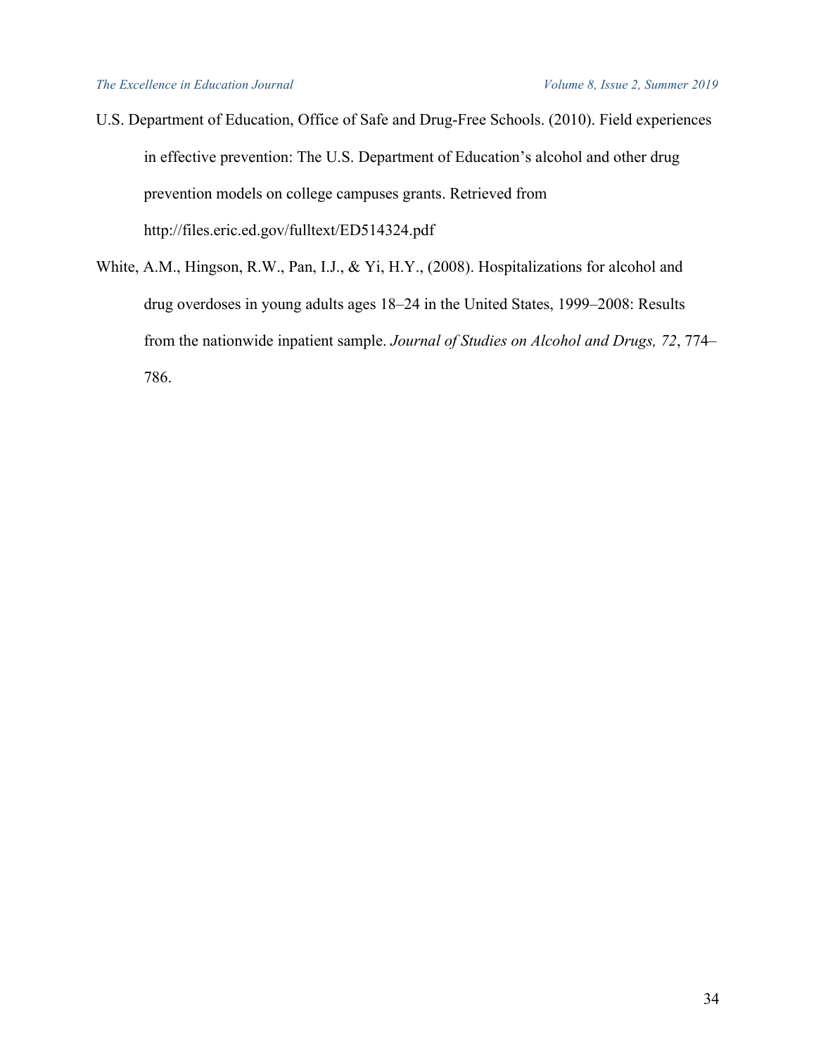U.S. Department of Education, Office of Safe and Drug-Free Schools. (2010). Field experiences in effective prevention: The U.S. Department of Education's alcohol and other drug prevention models on college campuses grants. Retrieved from http://files.eric.ed.gov/fulltext/ED514324.pdf

White, A.M., Hingson, R.W., Pan, I.J., & Yi, H.Y., (2008). Hospitalizations for alcohol and drug overdoses in young adults ages 18–24 in the United States, 1999–2008: Results from the nationwide inpatient sample. *Journal of Studies on Alcohol and Drugs, 72*, 774–786.